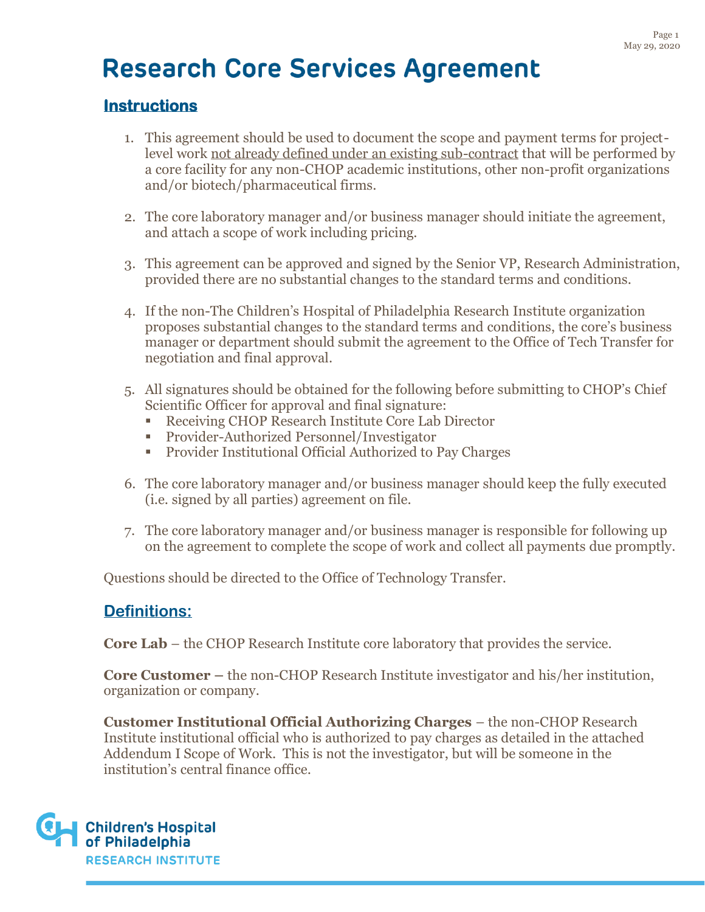# Research Core Services Agreement

## Instructions

1. This agreement should be used to document the scope and payment terms for project-level work not already defined under an existing sub-contract that will be performed by a core facility for any non-CHOP academic institutions, other non-profit organizations and/or biotech/pharmaceutical firms.

2. The core laboratory manager and/or business manager should initiate the agreement, and attach a scope of work including pricing.

3. This agreement can be approved and signed by the Senior VP, Research Administration, provided there are no substantial changes to the standard terms and conditions.

4. If the non-The Children's Hospital of Philadelphia Research Institute organization proposes substantial changes to the standard terms and conditions, the core's business manager or department should submit the agreement to the Office of Tech Transfer for negotiation and final approval.

5. All signatures should be obtained for the following before submitting to CHOP's Chief Scientific Officer for approval and final signature:
   - Receiving CHOP Research Institute Core Lab Director
   - Provider-Authorized Personnel/Investigator
   - Provider Institutional Official Authorized to Pay Charges

6. The core laboratory manager and/or business manager should keep the fully executed (i.e. signed by all parties) agreement on file.

7. The core laboratory manager and/or business manager is responsible for following up on the agreement to complete the scope of work and collect all payments due promptly.

Questions should be directed to the Office of Technology Transfer.

## Definitions:

**Core Lab** – the CHOP Research Institute core laboratory that provides the service.

**Core Customer –** the non-CHOP Research Institute investigator and his/her institution, organization or company.

**Customer Institutional Official Authorizing Charges** – the non-CHOP Research Institute institutional official who is authorized to pay charges as detailed in the attached Addendum I Scope of Work. This is not the investigator, but will be someone in the institution's central finance office.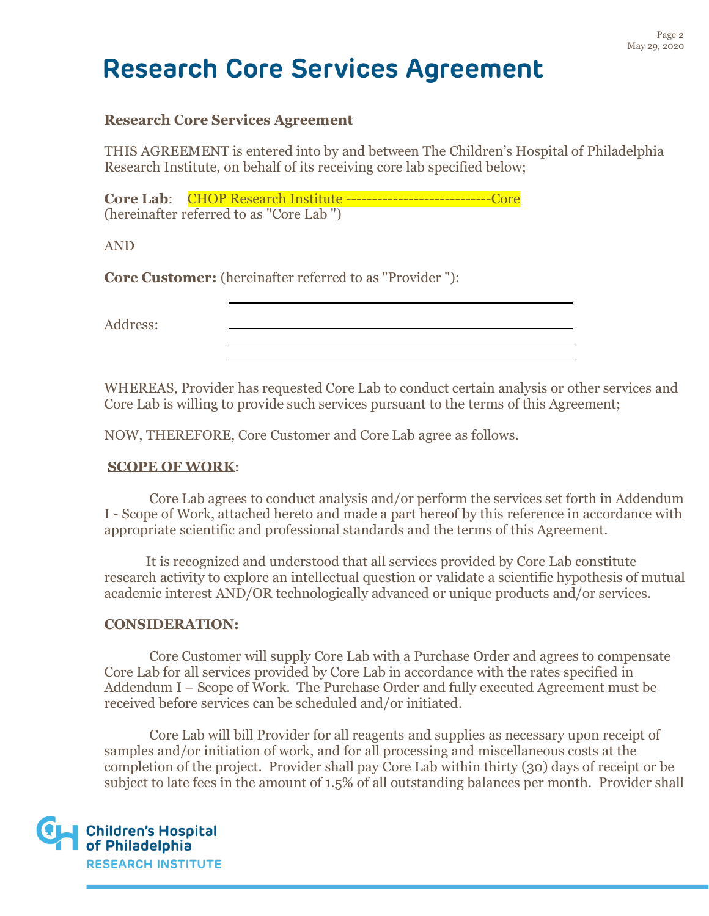# Research Core Services Agreement

**Research Core Services Agreement**

THIS AGREEMENT is entered into by and between The Children's Hospital of Philadelphia Research Institute, on behalf of its receiving core lab specified below;

**Core Lab**: CHOP Research Institute ----------------------------Core
(hereinafter referred to as "Core Lab ")

AND

**Core Customer:** (hereinafter referred to as "Provider "):

______________________________________________

Address: ______________________________________________

______________________________________________

______________________________________________

WHEREAS, Provider has requested Core Lab to conduct certain analysis or other services and Core Lab is willing to provide such services pursuant to the terms of this Agreement;

NOW, THEREFORE, Core Customer and Core Lab agree as follows.

**SCOPE OF WORK**:

Core Lab agrees to conduct analysis and/or perform the services set forth in Addendum I - Scope of Work, attached hereto and made a part hereof by this reference in accordance with appropriate scientific and professional standards and the terms of this Agreement.

It is recognized and understood that all services provided by Core Lab constitute research activity to explore an intellectual question or validate a scientific hypothesis of mutual academic interest AND/OR technologically advanced or unique products and/or services.

**CONSIDERATION:**

Core Customer will supply Core Lab with a Purchase Order and agrees to compensate Core Lab for all services provided by Core Lab in accordance with the rates specified in Addendum I – Scope of Work. The Purchase Order and fully executed Agreement must be received before services can be scheduled and/or initiated.

Core Lab will bill Provider for all reagents and supplies as necessary upon receipt of samples and/or initiation of work, and for all processing and miscellaneous costs at the completion of the project. Provider shall pay Core Lab within thirty (30) days of receipt or be subject to late fees in the amount of 1.5% of all outstanding balances per month. Provider shall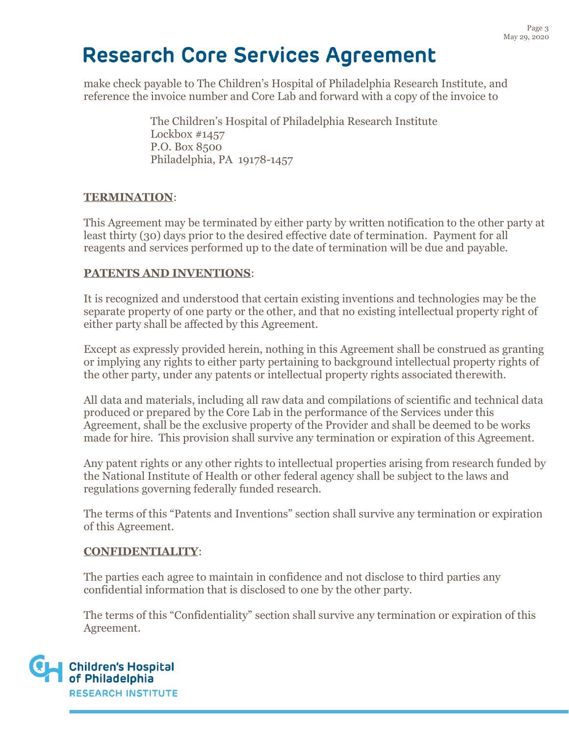make check payable to The Children's Hospital of Philadelphia Research Institute, and reference the invoice number and Core Lab and forward with a copy of the invoice to

> The Children's Hospital of Philadelphia Research Institute
> Lockbox #1457
> P.O. Box 8500
> Philadelphia, PA 19178-1457

**TERMINATION**:

This Agreement may be terminated by either party by written notification to the other party at least thirty (30) days prior to the desired effective date of termination. Payment for all reagents and services performed up to the date of termination will be due and payable.

**PATENTS AND INVENTIONS**:

It is recognized and understood that certain existing inventions and technologies may be the separate property of one party or the other, and that no existing intellectual property right of either party shall be affected by this Agreement.

Except as expressly provided herein, nothing in this Agreement shall be construed as granting or implying any rights to either party pertaining to background intellectual property rights of the other party, under any patents or intellectual property rights associated therewith.

All data and materials, including all raw data and compilations of scientific and technical data produced or prepared by the Core Lab in the performance of the Services under this Agreement, shall be the exclusive property of the Provider and shall be deemed to be works made for hire. This provision shall survive any termination or expiration of this Agreement.

Any patent rights or any other rights to intellectual properties arising from research funded by the National Institute of Health or other federal agency shall be subject to the laws and regulations governing federally funded research.

The terms of this "Patents and Inventions" section shall survive any termination or expiration of this Agreement.

**CONFIDENTIALITY**:

The parties each agree to maintain in confidence and not disclose to third parties any confidential information that is disclosed to one by the other party.

The terms of this "Confidentiality" section shall survive any termination or expiration of this Agreement.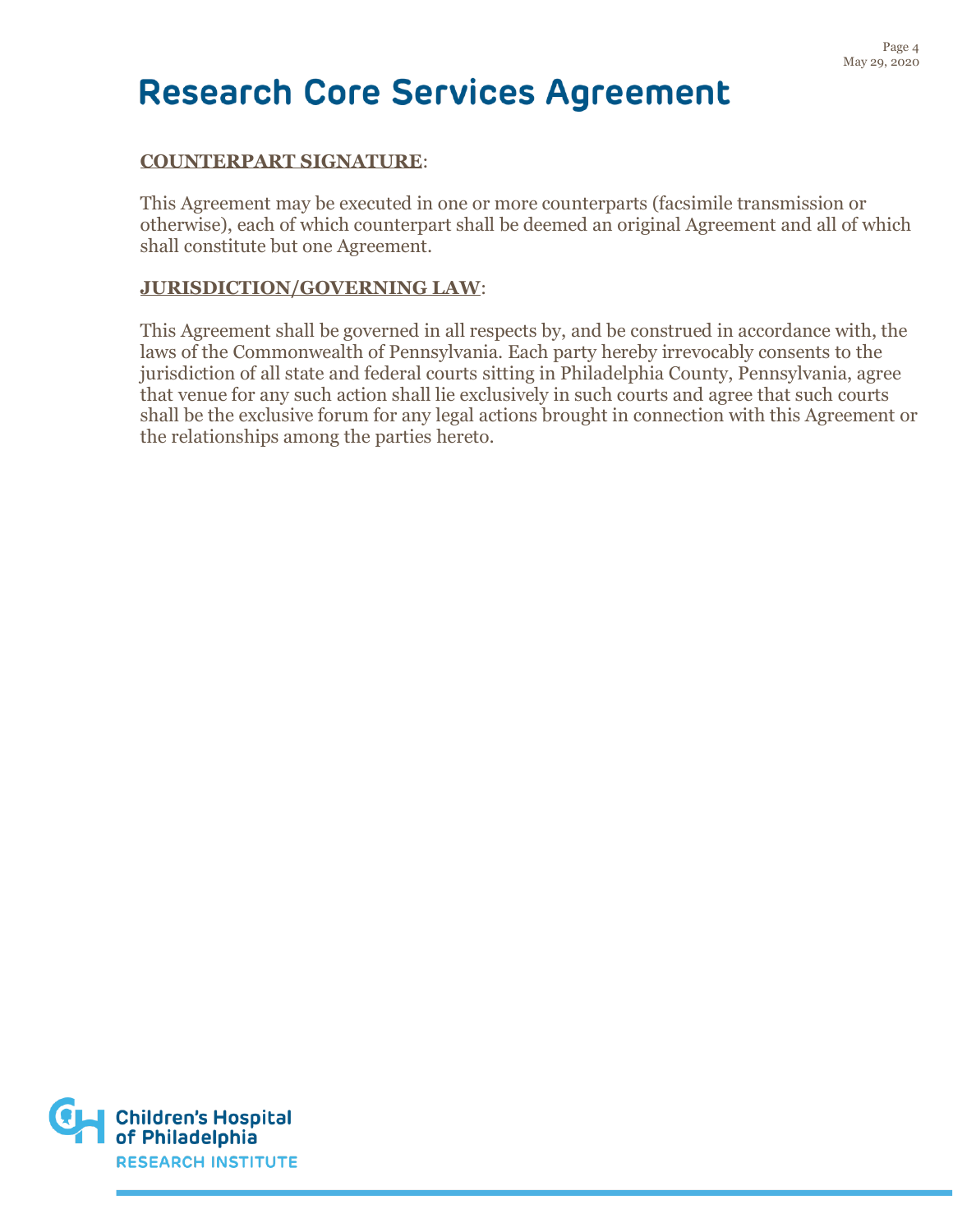**COUNTERPART SIGNATURE**:

This Agreement may be executed in one or more counterparts (facsimile transmission or otherwise), each of which counterpart shall be deemed an original Agreement and all of which shall constitute but one Agreement.

**JURISDICTION/GOVERNING LAW**:

This Agreement shall be governed in all respects by, and be construed in accordance with, the laws of the Commonwealth of Pennsylvania. Each party hereby irrevocably consents to the jurisdiction of all state and federal courts sitting in Philadelphia County, Pennsylvania, agree that venue for any such action shall lie exclusively in such courts and agree that such courts shall be the exclusive forum for any legal actions brought in connection with this Agreement or the relationships among the parties hereto.